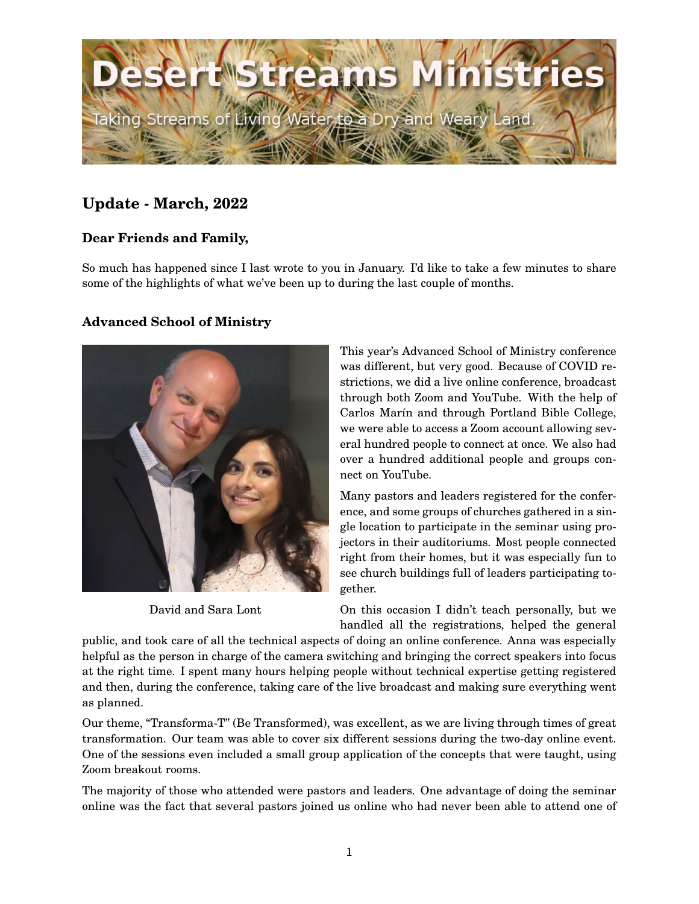# Desert Streams Ministries

Taking Streams of Living Water to a Dry and Weary Land.

## Update - March, 2022

### Dear Friends and Family,

So much has happened since I last wrote to you in January. I'd like to take a few minutes to share some of the highlights of what we've been up to during the last couple of months.

### Advanced School of Ministry

David and Sara Lont

This year's Advanced School of Ministry conference was different, but very good. Because of COVID restrictions, we did a live online conference, broadcast through both Zoom and YouTube. With the help of Carlos Marín and through Portland Bible College, we were able to access a Zoom account allowing several hundred people to connect at once. We also had over a hundred additional people and groups connect on YouTube.

Many pastors and leaders registered for the conference, and some groups of churches gathered in a single location to participate in the seminar using projectors in their auditoriums. Most people connected right from their homes, but it was especially fun to see church buildings full of leaders participating together.

On this occasion I didn't teach personally, but we handled all the registrations, helped the general public, and took care of all the technical aspects of doing an online conference. Anna was especially helpful as the person in charge of the camera switching and bringing the correct speakers into focus at the right time. I spent many hours helping people without technical expertise getting registered and then, during the conference, taking care of the live broadcast and making sure everything went as planned.

Our theme, "Transforma-T" (Be Transformed), was excellent, as we are living through times of great transformation. Our team was able to cover six different sessions during the two-day online event. One of the sessions even included a small group application of the concepts that were taught, using Zoom breakout rooms.

The majority of those who attended were pastors and leaders. One advantage of doing the seminar online was the fact that several pastors joined us online who had never been able to attend one of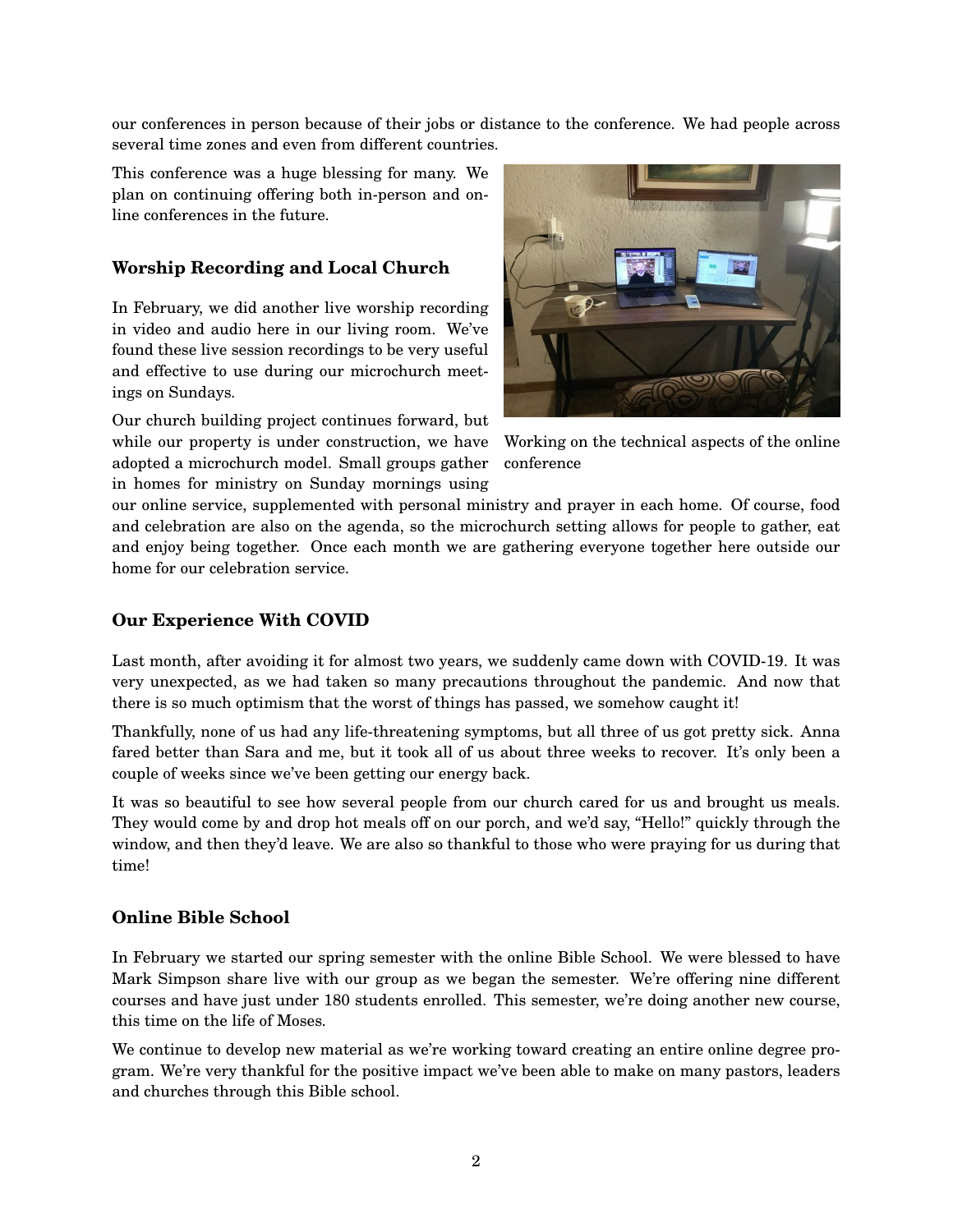our conferences in person because of their jobs or distance to the conference. We had people across several time zones and even from different countries.

This conference was a huge blessing for many. We plan on continuing offering both in-person and online conferences in the future.

Working on the technical aspects of the online conference

### Worship Recording and Local Church

In February, we did another live worship recording in video and audio here in our living room. We've found these live session recordings to be very useful and effective to use during our microchurch meetings on Sundays.

Our church building project continues forward, but while our property is under construction, we have adopted a microchurch model. Small groups gather in homes for ministry on Sunday mornings using our online service, supplemented with personal ministry and prayer in each home. Of course, food and celebration are also on the agenda, so the microchurch setting allows for people to gather, eat and enjoy being together. Once each month we are gathering everyone together here outside our home for our celebration service.

### Our Experience With COVID

Last month, after avoiding it for almost two years, we suddenly came down with COVID-19. It was very unexpected, as we had taken so many precautions throughout the pandemic. And now that there is so much optimism that the worst of things has passed, we somehow caught it!

Thankfully, none of us had any life-threatening symptoms, but all three of us got pretty sick. Anna fared better than Sara and me, but it took all of us about three weeks to recover. It's only been a couple of weeks since we've been getting our energy back.

It was so beautiful to see how several people from our church cared for us and brought us meals. They would come by and drop hot meals off on our porch, and we'd say, "Hello!" quickly through the window, and then they'd leave. We are also so thankful to those who were praying for us during that time!

### Online Bible School

In February we started our spring semester with the online Bible School. We were blessed to have Mark Simpson share live with our group as we began the semester. We're offering nine different courses and have just under 180 students enrolled. This semester, we're doing another new course, this time on the life of Moses.

We continue to develop new material as we're working toward creating an entire online degree program. We're very thankful for the positive impact we've been able to make on many pastors, leaders and churches through this Bible school.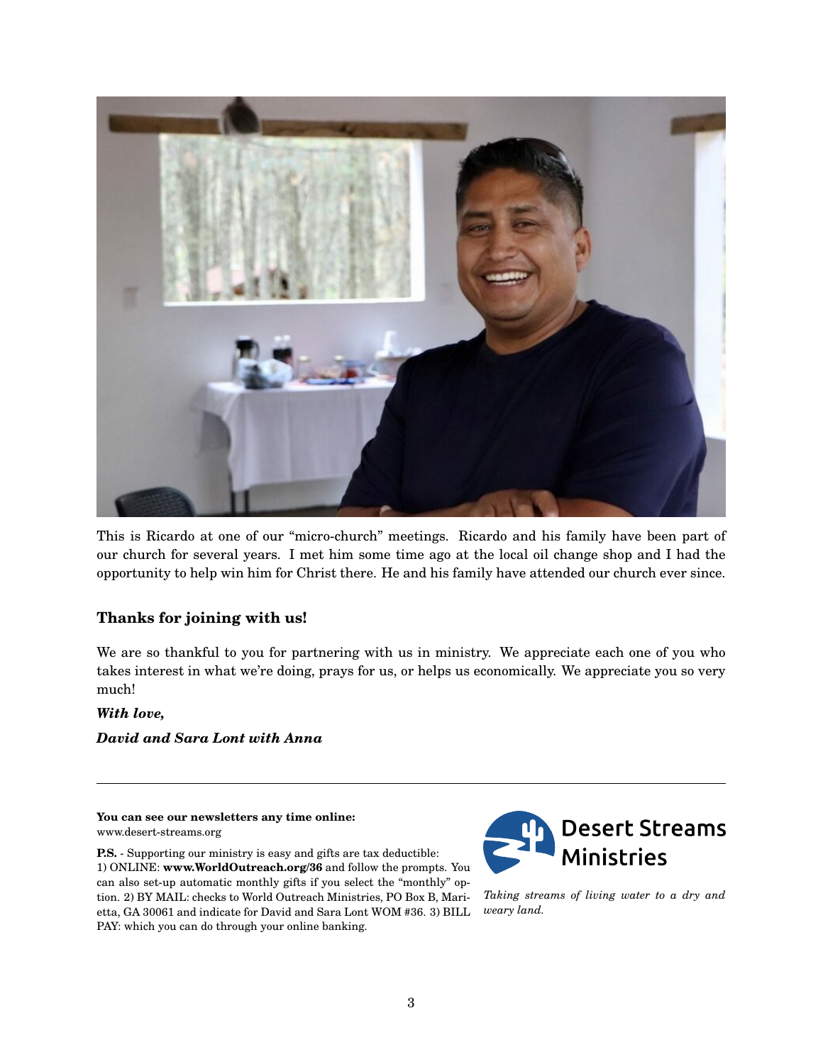This is Ricardo at one of our "micro-church" meetings. Ricardo and his family have been part of our church for several years. I met him some time ago at the local oil change shop and I had the opportunity to help win him for Christ there. He and his family have attended our church ever since.

### Thanks for joining with us!

We are so thankful to you for partnering with us in ministry. We appreciate each one of you who takes interest in what we're doing, prays for us, or helps us economically. We appreciate you so very much!

***With love,***

***David and Sara Lont with Anna***

---

**You can see our newsletters any time online:**
www.desert-streams.org

**P.S.** - Supporting our ministry is easy and gifts are tax deductible:
1) ONLINE: **www.WorldOutreach.org/36** and follow the prompts. You can also set-up automatic monthly gifts if you select the "monthly" option. 2) BY MAIL: checks to World Outreach Ministries, PO Box B, Marietta, GA 30061 and indicate for David and Sara Lont WOM #36. 3) BILL PAY: which you can do through your online banking.

Desert Streams Ministries

*Taking streams of living water to a dry and weary land.*